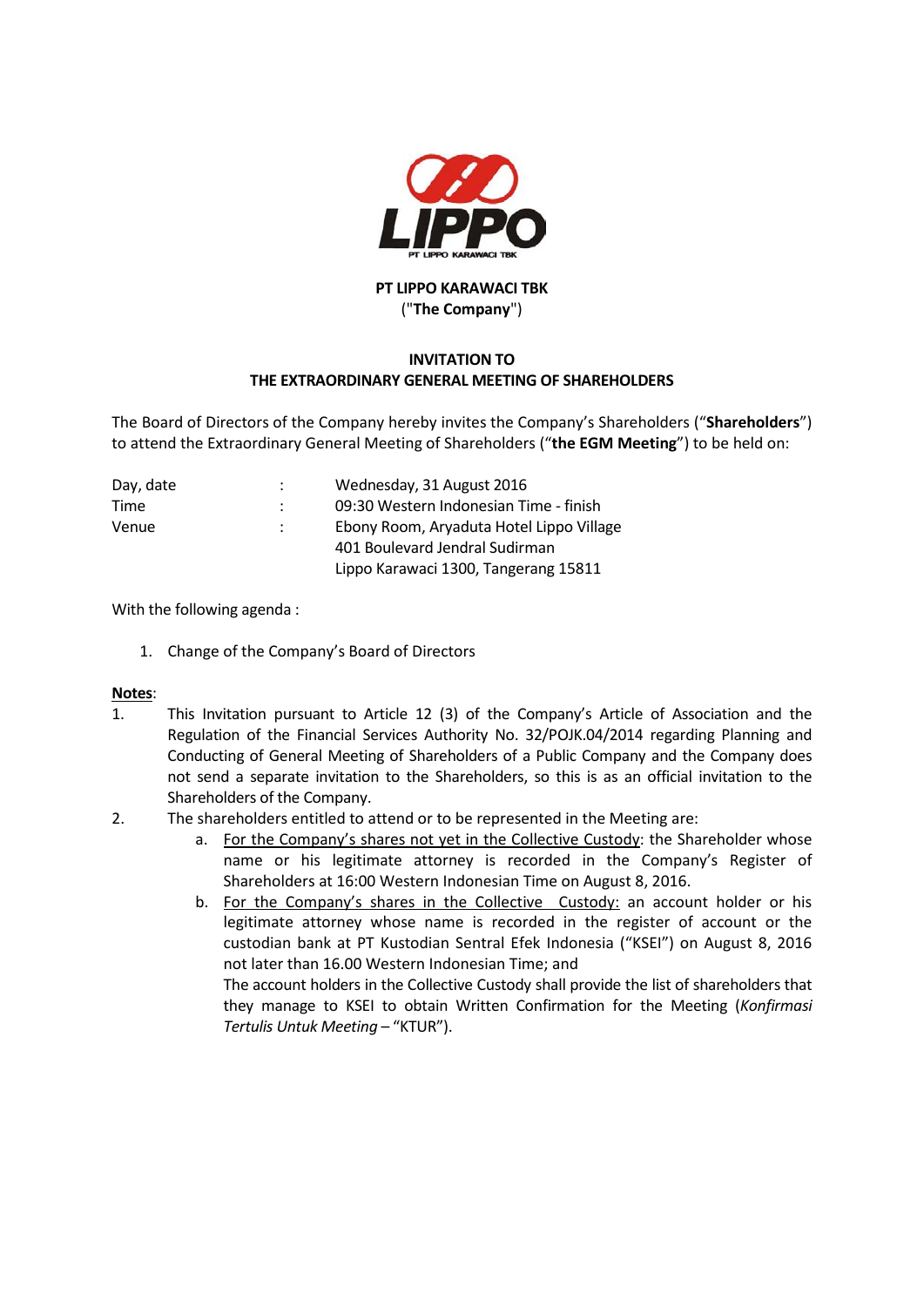**PT LIPPO KARAWACI TBK**
("**The Company**")

**INVITATION TO**
**THE EXTRAORDINARY GENERAL MEETING OF SHAREHOLDERS**

The Board of Directors of the Company hereby invites the Company's Shareholders ("**Shareholders**") to attend the Extraordinary General Meeting of Shareholders ("**the EGM Meeting**") to be held on:

| | | |
|---|---|---|
| Day, date | : | Wednesday, 31 August 2016 |
| Time | : | 09:30 Western Indonesian Time - finish |
| Venue | : | Ebony Room, Aryaduta Hotel Lippo Village<br>401 Boulevard Jendral Sudirman<br>Lippo Karawaci 1300, Tangerang 15811 |

With the following agenda :

1. Change of the Company's Board of Directors

**Notes**:

1. This Invitation pursuant to Article 12 (3) of the Company's Article of Association and the Regulation of the Financial Services Authority No. 32/POJK.04/2014 regarding Planning and Conducting of General Meeting of Shareholders of a Public Company and the Company does not send a separate invitation to the Shareholders, so this is as an official invitation to the Shareholders of the Company.
2. The shareholders entitled to attend or to be represented in the Meeting are:
   a. For the Company's shares not yet in the Collective Custody: the Shareholder whose name or his legitimate attorney is recorded in the Company's Register of Shareholders at 16:00 Western Indonesian Time on August 8, 2016.
   b. For the Company's shares in the Collective Custody: an account holder or his legitimate attorney whose name is recorded in the register of account or the custodian bank at PT Kustodian Sentral Efek Indonesia ("KSEI") on August 8, 2016 not later than 16.00 Western Indonesian Time; and
   The account holders in the Collective Custody shall provide the list of shareholders that they manage to KSEI to obtain Written Confirmation for the Meeting (*Konfirmasi Tertulis Untuk Meeting* – "KTUR").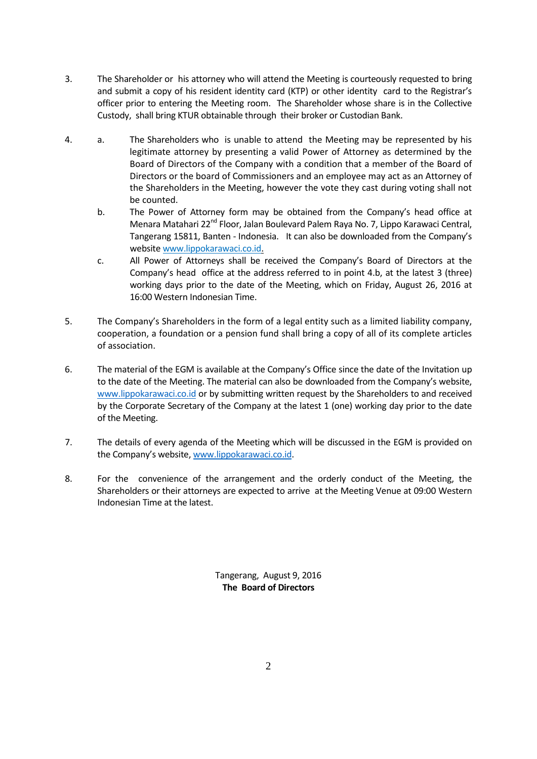3. The Shareholder or his attorney who will attend the Meeting is courteously requested to bring and submit a copy of his resident identity card (KTP) or other identity card to the Registrar's officer prior to entering the Meeting room. The Shareholder whose share is in the Collective Custody, shall bring KTUR obtainable through their broker or Custodian Bank.

4. a. The Shareholders who is unable to attend the Meeting may be represented by his legitimate attorney by presenting a valid Power of Attorney as determined by the Board of Directors of the Company with a condition that a member of the Board of Directors or the board of Commissioners and an employee may act as an Attorney of the Shareholders in the Meeting, however the vote they cast during voting shall not be counted.

   b. The Power of Attorney form may be obtained from the Company's head office at Menara Matahari 22nd Floor, Jalan Boulevard Palem Raya No. 7, Lippo Karawaci Central, Tangerang 15811, Banten - Indonesia. It can also be downloaded from the Company's website www.lippokarawaci.co.id.

   c. All Power of Attorneys shall be received the Company's Board of Directors at the Company's head office at the address referred to in point 4.b, at the latest 3 (three) working days prior to the date of the Meeting, which on Friday, August 26, 2016 at 16:00 Western Indonesian Time.

5. The Company's Shareholders in the form of a legal entity such as a limited liability company, cooperation, a foundation or a pension fund shall bring a copy of all of its complete articles of association.

6. The material of the EGM is available at the Company's Office since the date of the Invitation up to the date of the Meeting. The material can also be downloaded from the Company's website, www.lippokarawaci.co.id or by submitting written request by the Shareholders to and received by the Corporate Secretary of the Company at the latest 1 (one) working day prior to the date of the Meeting.

7. The details of every agenda of the Meeting which will be discussed in the EGM is provided on the Company's website, www.lippokarawaci.co.id.

8. For the convenience of the arrangement and the orderly conduct of the Meeting, the Shareholders or their attorneys are expected to arrive at the Meeting Venue at 09:00 Western Indonesian Time at the latest.

Tangerang, August 9, 2016
**The Board of Directors**